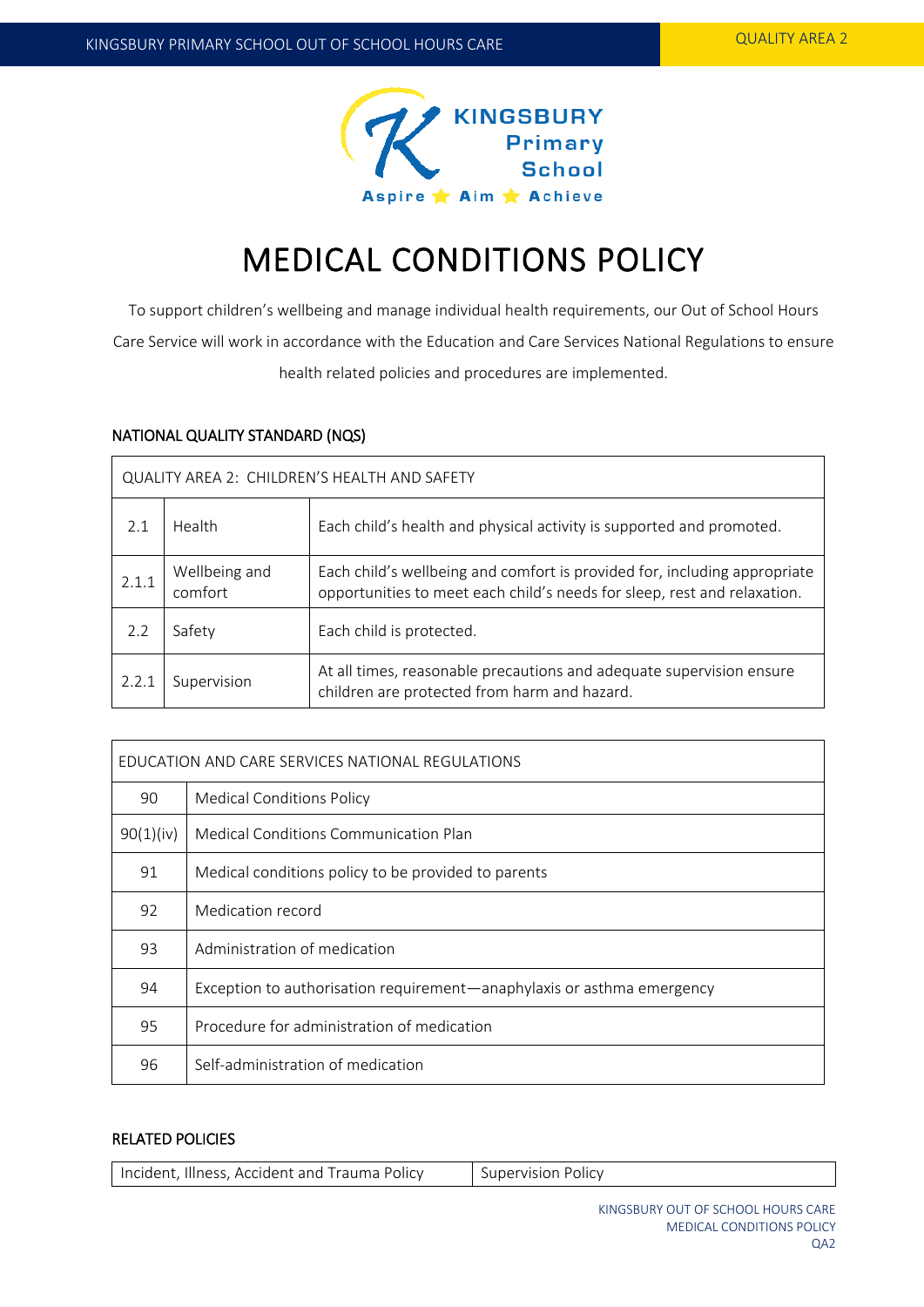# MEDICAL CONDITIONS POLICY

To support children's wellbeing and manage individual health requirements, our Out of School Hours Care Service will work in accordance with the Education and Care Services National Regulations to ensure health related policies and procedures are implemented.

## NATIONAL QUALITY STANDARD (NQS)

| QUALITY AREA 2: CHILDREN'S HEALTH AND SAFETY | | |
|---|---|---|
| 2.1 | Health | Each child's health and physical activity is supported and promoted. |
| 2.1.1 | Wellbeing and comfort | Each child's wellbeing and comfort is provided for, including appropriate opportunities to meet each child's needs for sleep, rest and relaxation. |
| 2.2 | Safety | Each child is protected. |
| 2.2.1 | Supervision | At all times, reasonable precautions and adequate supervision ensure children are protected from harm and hazard. |

| EDUCATION AND CARE SERVICES NATIONAL REGULATIONS | |
|---|---|
| 90 | Medical Conditions Policy |
| 90(1)(iv) | Medical Conditions Communication Plan |
| 91 | Medical conditions policy to be provided to parents |
| 92 | Medication record |
| 93 | Administration of medication |
| 94 | Exception to authorisation requirement—anaphylaxis or asthma emergency |
| 95 | Procedure for administration of medication |
| 96 | Self-administration of medication |

## RELATED POLICIES

| Incident, Illness, Accident and Trauma Policy | Supervision Policy |
|---|---|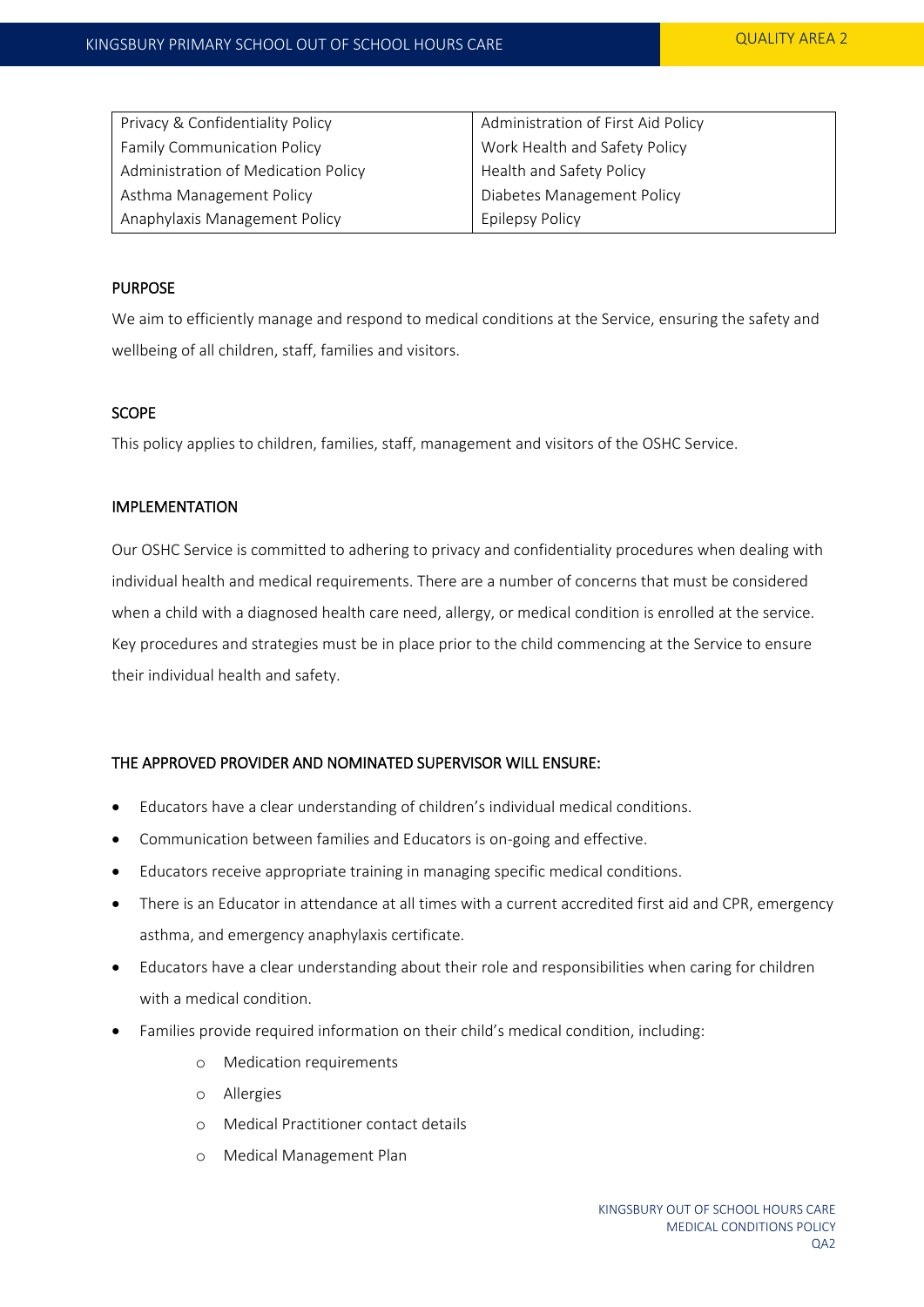| Privacy & Confidentiality Policy | Administration of First Aid Policy |
|---|---|
| Family Communication Policy | Work Health and Safety Policy |
| Administration of Medication Policy | Health and Safety Policy |
| Asthma Management Policy | Diabetes Management Policy |
| Anaphylaxis Management Policy | Epilepsy Policy |

## PURPOSE

We aim to efficiently manage and respond to medical conditions at the Service, ensuring the safety and wellbeing of all children, staff, families and visitors.

## SCOPE

This policy applies to children, families, staff, management and visitors of the OSHC Service.

## IMPLEMENTATION

Our OSHC Service is committed to adhering to privacy and confidentiality procedures when dealing with individual health and medical requirements. There are a number of concerns that must be considered when a child with a diagnosed health care need, allergy, or medical condition is enrolled at the service. Key procedures and strategies must be in place prior to the child commencing at the Service to ensure their individual health and safety.

## THE APPROVED PROVIDER AND NOMINATED SUPERVISOR WILL ENSURE:

- Educators have a clear understanding of children's individual medical conditions.
- Communication between families and Educators is on-going and effective.
- Educators receive appropriate training in managing specific medical conditions.
- There is an Educator in attendance at all times with a current accredited first aid and CPR, emergency asthma, and emergency anaphylaxis certificate.
- Educators have a clear understanding about their role and responsibilities when caring for children with a medical condition.
- Families provide required information on their child's medical condition, including:
    - Medication requirements
    - Allergies
    - Medical Practitioner contact details
    - Medical Management Plan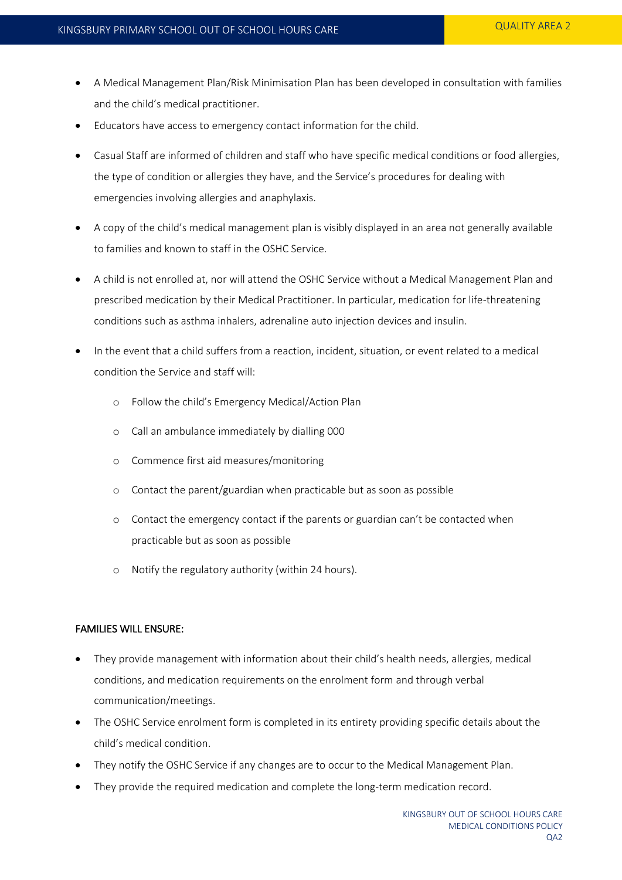- A Medical Management Plan/Risk Minimisation Plan has been developed in consultation with families and the child's medical practitioner.
- Educators have access to emergency contact information for the child.
- Casual Staff are informed of children and staff who have specific medical conditions or food allergies, the type of condition or allergies they have, and the Service's procedures for dealing with emergencies involving allergies and anaphylaxis.
- A copy of the child's medical management plan is visibly displayed in an area not generally available to families and known to staff in the OSHC Service.
- A child is not enrolled at, nor will attend the OSHC Service without a Medical Management Plan and prescribed medication by their Medical Practitioner. In particular, medication for life-threatening conditions such as asthma inhalers, adrenaline auto injection devices and insulin.
- In the event that a child suffers from a reaction, incident, situation, or event related to a medical condition the Service and staff will:
    - Follow the child's Emergency Medical/Action Plan
    - Call an ambulance immediately by dialling 000
    - Commence first aid measures/monitoring
    - Contact the parent/guardian when practicable but as soon as possible
    - Contact the emergency contact if the parents or guardian can't be contacted when practicable but as soon as possible
    - Notify the regulatory authority (within 24 hours).

## FAMILIES WILL ENSURE:

- They provide management with information about their child's health needs, allergies, medical conditions, and medication requirements on the enrolment form and through verbal communication/meetings.
- The OSHC Service enrolment form is completed in its entirety providing specific details about the child's medical condition.
- They notify the OSHC Service if any changes are to occur to the Medical Management Plan.
- They provide the required medication and complete the long-term medication record.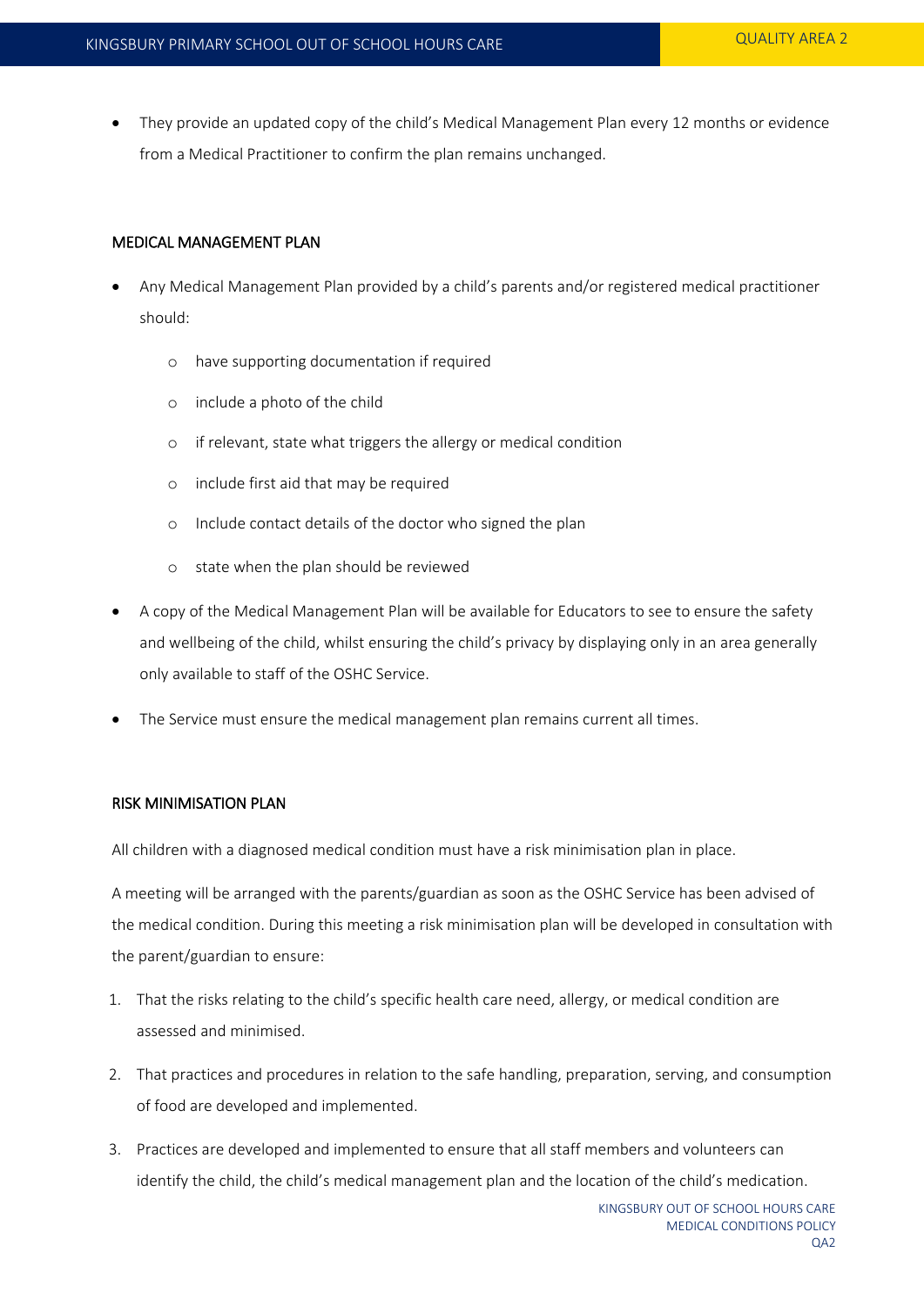- They provide an updated copy of the child's Medical Management Plan every 12 months or evidence from a Medical Practitioner to confirm the plan remains unchanged.

## MEDICAL MANAGEMENT PLAN

- Any Medical Management Plan provided by a child's parents and/or registered medical practitioner should:
  - have supporting documentation if required
  - include a photo of the child
  - if relevant, state what triggers the allergy or medical condition
  - include first aid that may be required
  - Include contact details of the doctor who signed the plan
  - state when the plan should be reviewed
- A copy of the Medical Management Plan will be available for Educators to see to ensure the safety and wellbeing of the child, whilst ensuring the child's privacy by displaying only in an area generally only available to staff of the OSHC Service.
- The Service must ensure the medical management plan remains current all times.

## RISK MINIMISATION PLAN

All children with a diagnosed medical condition must have a risk minimisation plan in place.

A meeting will be arranged with the parents/guardian as soon as the OSHC Service has been advised of the medical condition. During this meeting a risk minimisation plan will be developed in consultation with the parent/guardian to ensure:

1. That the risks relating to the child's specific health care need, allergy, or medical condition are assessed and minimised.
2. That practices and procedures in relation to the safe handling, preparation, serving, and consumption of food are developed and implemented.
3. Practices are developed and implemented to ensure that all staff members and volunteers can identify the child, the child's medical management plan and the location of the child's medication.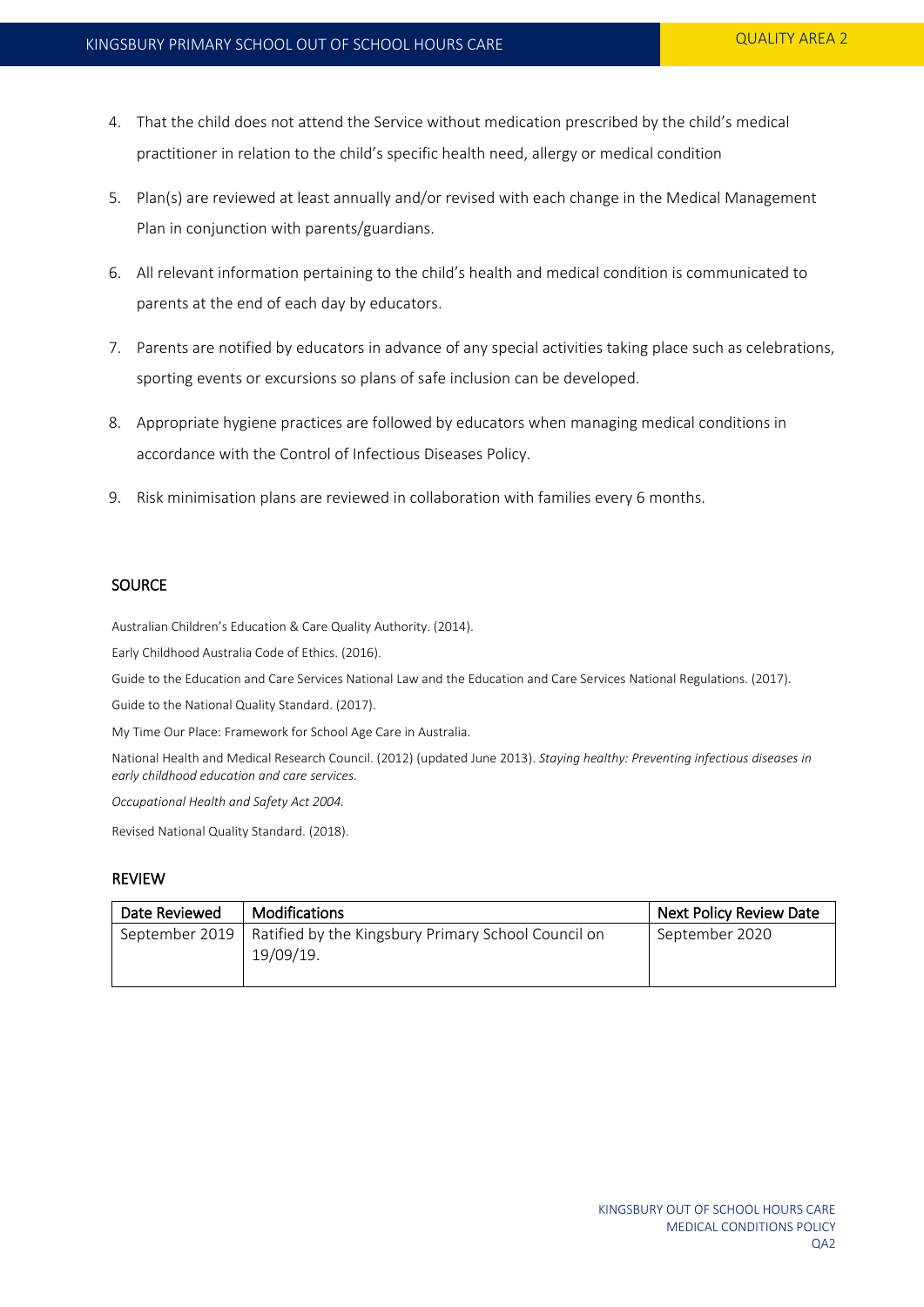4. That the child does not attend the Service without medication prescribed by the child's medical practitioner in relation to the child's specific health need, allergy or medical condition
5. Plan(s) are reviewed at least annually and/or revised with each change in the Medical Management Plan in conjunction with parents/guardians.
6. All relevant information pertaining to the child's health and medical condition is communicated to parents at the end of each day by educators.
7. Parents are notified by educators in advance of any special activities taking place such as celebrations, sporting events or excursions so plans of safe inclusion can be developed.
8. Appropriate hygiene practices are followed by educators when managing medical conditions in accordance with the Control of Infectious Diseases Policy.
9. Risk minimisation plans are reviewed in collaboration with families every 6 months.

## SOURCE

Australian Children's Education & Care Quality Authority. (2014).

Early Childhood Australia Code of Ethics. (2016).

Guide to the Education and Care Services National Law and the Education and Care Services National Regulations. (2017).

Guide to the National Quality Standard. (2017).

My Time Our Place: Framework for School Age Care in Australia.

National Health and Medical Research Council. (2012) (updated June 2013). *Staying healthy: Preventing infectious diseases in early childhood education and care services.*

*Occupational Health and Safety Act 2004.*

Revised National Quality Standard. (2018).

## REVIEW

| Date Reviewed | Modifications | Next Policy Review Date |
| --- | --- | --- |
| September 2019 | Ratified by the Kingsbury Primary School Council on 19/09/19. | September 2020 |